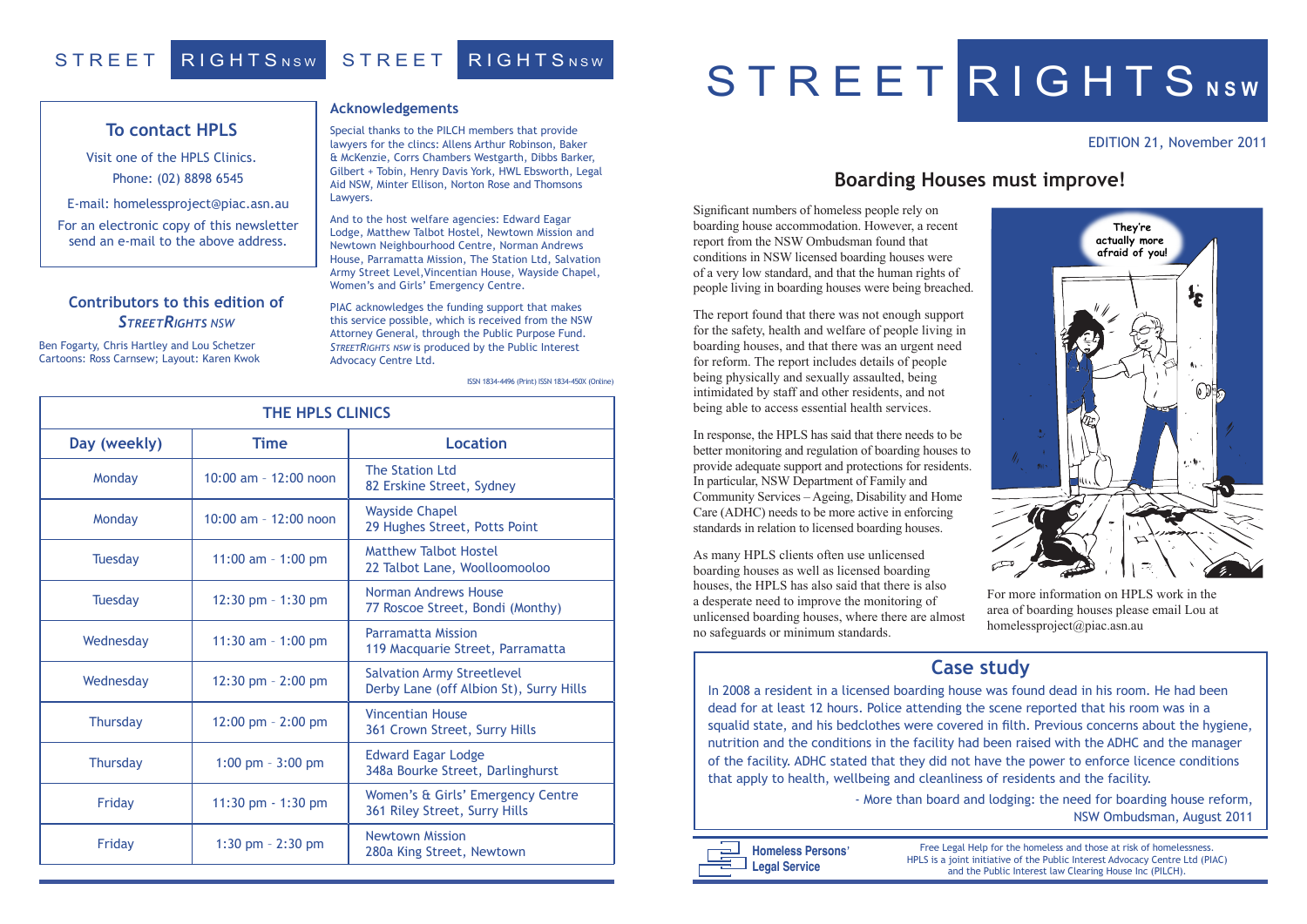# STREET RIGHTS NSW

EDITION 21, November 2011

## Boarding Houses must improve!

Significant numbers of homeless people rely on boarding house accommodation. However, a recent report from the NSW Ombudsman found that conditions in NSW licensed boarding houses were of a very low standard, and that the human rights of people living in boarding houses were being breached.

The report found that there was not enough support for the safety, health and welfare of people living in boarding houses, and that there was an urgent need for reform. The report includes details of people being physically and sexually assaulted, being intimidated by staff and other residents, and not being able to access essential health services.

In response, the HPLS has said that there needs to be better monitoring and regulation of boarding houses to provide adequate support and protections for residents. In particular, NSW Department of Family and Community Services – Ageing, Disability and Home Care (ADHC) needs to be more active in enforcing standards in relation to licensed boarding houses.

As many HPLS clients often use unlicensed boarding houses as well as licensed boarding houses, the HPLS has also said that there is also a desperate need to improve the monitoring of unlicensed boarding houses, where there are almost no safeguards or minimum standards.

They're actually more afraid of you!

For more information on HPLS work in the area of boarding houses please email Lou at homelessproject@piac.asn.au

### Case study

In 2008 a resident in a licensed boarding house was found dead in his room. He had been dead for at least 12 hours. Police attending the scene reported that his room was in a squalid state, and his bedclothes were covered in filth. Previous concerns about the hygiene, nutrition and the conditions in the facility had been raised with the ADHC and the manager of the facility. ADHC stated that they did not have the power to enforce licence conditions that apply to health, wellbeing and cleanliness of residents and the facility.

- More than board and lodging: the need for boarding house reform, NSW Ombudsman, August 2011

**Homeless Persons' Legal Service**

Free Legal Help for the homeless and those at risk of homelessness. HPLS is a joint initiative of the Public Interest Advocacy Centre Ltd (PIAC) and the Public Interest law Clearing House Inc (PILCH).

---

### To contact HPLS

Visit one of the HPLS Clinics.

Phone: (02) 8898 6545

E-mail: homelessproject@piac.asn.au

For an electronic copy of this newsletter send an e-mail to the above address.

### Contributors to this edition of *StreetRights NSW*

Ben Fogarty, Chris Hartley and Lou Schetzer
Cartoons: Ross Carnsew; Layout: Karen Kwok

### Acknowledgements

Special thanks to the PILCH members that provide lawyers for the clincs: Allens Arthur Robinson, Baker & McKenzie, Corrs Chambers Westgarth, Dibbs Barker, Gilbert + Tobin, Henry Davis York, HWL Ebsworth, Legal Aid NSW, Minter Ellison, Norton Rose and Thomsons Lawyers.

And to the host welfare agencies: Edward Eagar Lodge, Matthew Talbot Hostel, Newtown Mission and Newtown Neighbourhood Centre, Norman Andrews House, Parramatta Mission, The Station Ltd, Salvation Army Street Level, Vincentian House, Wayside Chapel, Women's and Girls' Emergency Centre.

PIAC acknowledges the funding support that makes this service possible, which is received from the NSW Attorney General, through the Public Purpose Fund. *StreetRights NSW* is produced by the Public Interest Advocacy Centre Ltd.

ISSN 1834-4496 (Print) ISSN 1834-450X (Online)

### THE HPLS CLINICS

| Day (weekly) | Time | Location |
|---|---|---|
| Monday | 10:00 am – 12:00 noon | The Station Ltd<br>82 Erskine Street, Sydney |
| Monday | 10:00 am – 12:00 noon | Wayside Chapel<br>29 Hughes Street, Potts Point |
| Tuesday | 11:00 am – 1:00 pm | Matthew Talbot Hostel<br>22 Talbot Lane, Woolloomooloo |
| Tuesday | 12:30 pm – 1:30 pm | Norman Andrews House<br>77 Roscoe Street, Bondi (Monthy) |
| Wednesday | 11:30 am – 1:00 pm | Parramatta Mission<br>119 Macquarie Street, Parramatta |
| Wednesday | 12:30 pm – 2:00 pm | Salvation Army Streetlevel<br>Derby Lane (off Albion St), Surry Hills |
| Thursday | 12:00 pm – 2:00 pm | Vincentian House<br>361 Crown Street, Surry Hills |
| Thursday | 1:00 pm – 3:00 pm | Edward Eagar Lodge<br>348a Bourke Street, Darlinghurst |
| Friday | 11:30 pm - 1:30 pm | Women's & Girls' Emergency Centre<br>361 Riley Street, Surry Hills |
| Friday | 1:30 pm – 2:30 pm | Newtown Mission<br>280a King Street, Newtown |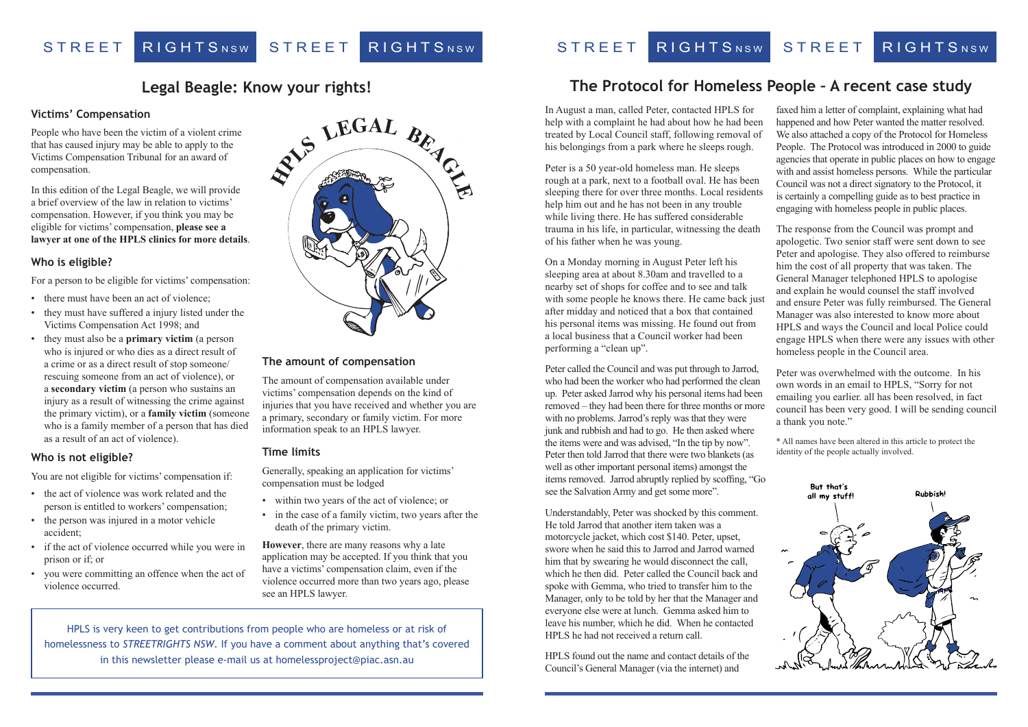# Legal Beagle: Know your rights!

## Victims' Compensation

People who have been the victim of a violent crime that has caused injury may be able to apply to the Victims Compensation Tribunal for an award of compensation.

In this edition of the Legal Beagle, we will provide a brief overview of the law in relation to victims' compensation. However, if you think you may be eligible for victims' compensation, **please see a lawyer at one of the HPLS clinics for more details**.

## Who is eligible?

For a person to be eligible for victims' compensation:

- there must have been an act of violence;
- they must have suffered a injury listed under the Victims Compensation Act 1998; and
- they must also be a **primary victim** (a person who is injured or who dies as a direct result of a crime or as a direct result of stop someone/ rescuing someone from an act of violence), or a **secondary victim** (a person who sustains an injury as a result of witnessing the crime against the primary victim), or a **family victim** (someone who is a family member of a person that has died as a result of an act of violence).

## Who is not eligible?

You are not eligible for victims' compensation if:

- the act of violence was work related and the person is entitled to workers' compensation;
- the person was injured in a motor vehicle accident;
- if the act of violence occurred while you were in prison or if; or
- you were committing an offence when the act of violence occurred.

## The amount of compensation

The amount of compensation available under victims' compensation depends on the kind of injuries that you have received and whether you are a primary, secondary or family victim. For more information speak to an HPLS lawyer.

## Time limits

Generally, speaking an application for victims' compensation must be lodged

- within two years of the act of violence; or
- in the case of a family victim, two years after the death of the primary victim.

**However**, there are many reasons why a late application may be accepted. If you think that you have a victims' compensation claim, even if the violence occurred more than two years ago, please see an HPLS lawyer.

HPLS is very keen to get contributions from people who are homeless or at risk of homelessness to *STREETRIGHTS NSW*. If you have a comment about anything that's covered in this newsletter please e-mail us at homelessproject@piac.asn.au

# The Protocol for Homeless People – A recent case study

In August a man, called Peter, contacted HPLS for help with a complaint he had about how he had been treated by Local Council staff, following removal of his belongings from a park where he sleeps rough.

Peter is a 50 year-old homeless man. He sleeps rough at a park, next to a football oval. He has been sleeping there for over three months. Local residents help him out and he has not been in any trouble while living there. He has suffered considerable trauma in his life, in particular, witnessing the death of his father when he was young.

On a Monday morning in August Peter left his sleeping area at about 8.30am and travelled to a nearby set of shops for coffee and to see and talk with some people he knows there. He came back just after midday and noticed that a box that contained his personal items was missing. He found out from a local business that a Council worker had been performing a "clean up".

Peter called the Council and was put through to Jarrod, who had been the worker who had performed the clean up. Peter asked Jarrod why his personal items had been removed – they had been there for three months or more with no problems. Jarrod's reply was that they were junk and rubbish and had to go. He then asked where the items were and was advised, "In the tip by now". Peter then told Jarrod that there were two blankets (as well as other important personal items) amongst the items removed. Jarrod abruptly replied by scoffing, "Go see the Salvation Army and get some more".

Understandably, Peter was shocked by this comment. He told Jarrod that another item taken was a motorcycle jacket, which cost $140. Peter, upset, swore when he said this to Jarrod and Jarrod warned him that by swearing he would disconnect the call, which he then did. Peter called the Council back and spoke with Gemma, who tried to transfer him to the Manager, only to be told by her that the Manager and everyone else were at lunch. Gemma asked him to leave his number, which he did. When he contacted HPLS he had not received a return call.

HPLS found out the name and contact details of the Council's General Manager (via the internet) and faxed him a letter of complaint, explaining what had happened and how Peter wanted the matter resolved. We also attached a copy of the Protocol for Homeless People. The Protocol was introduced in 2000 to guide agencies that operate in public places on how to engage with and assist homeless persons. While the particular Council was not a direct signatory to the Protocol, it is certainly a compelling guide as to best practice in engaging with homeless people in public places.

The response from the Council was prompt and apologetic. Two senior staff were sent down to see Peter and apologise. They also offered to reimburse him the cost of all property that was taken. The General Manager telephoned HPLS to apologise and explain he would counsel the staff involved and ensure Peter was fully reimbursed. The General Manager was also interested to know more about HPLS and ways the Council and local Police could engage HPLS when there were any issues with other homeless people in the Council area.

Peter was overwhelmed with the outcome. In his own words in an email to HPLS, "Sorry for not emailing you earlier. all has been resolved, in fact council has been very good. I will be sending council a thank you note."

\* All names have been altered in this article to protect the identity of the people actually involved.